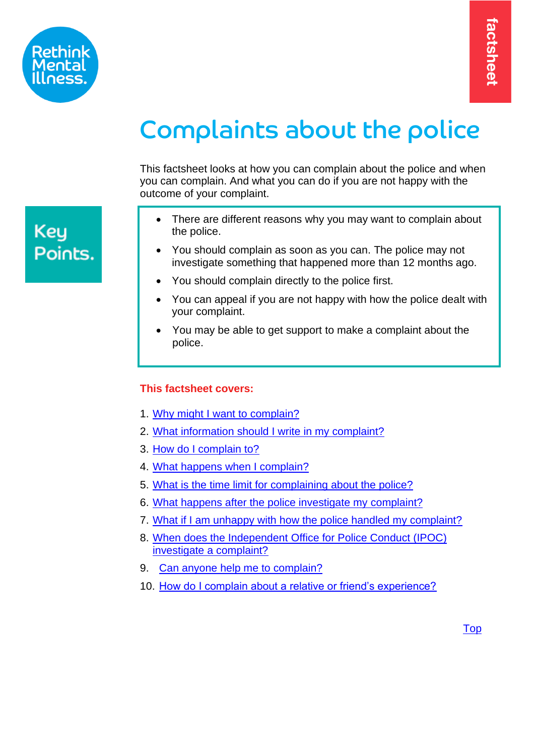Rethink Mental Illness.

factsheet

# Complaints about the police

This factsheet looks at how you can complain about the police and when you can complain. And what you can do if you are not happy with the outcome of your complaint.

**Key Points.**

- There are different reasons why you may want to complain about the police.
- You should complain as soon as you can. The police may not investigate something that happened more than 12 months ago.
- You should complain directly to the police first.
- You can appeal if you are not happy with how the police dealt with your complaint.
- You may be able to get support to make a complaint about the police.

**This factsheet covers:**

1. Why might I want to complain?
2. What information should I write in my complaint?
3. How do I complain to?
4. What happens when I complain?
5. What is the time limit for complaining about the police?
6. What happens after the police investigate my complaint?
7. What if I am unhappy with how the police handled my complaint?
8. When does the Independent Office for Police Conduct (IPOC) investigate a complaint?
9. Can anyone help me to complain?
10. How do I complain about a relative or friend's experience?

Top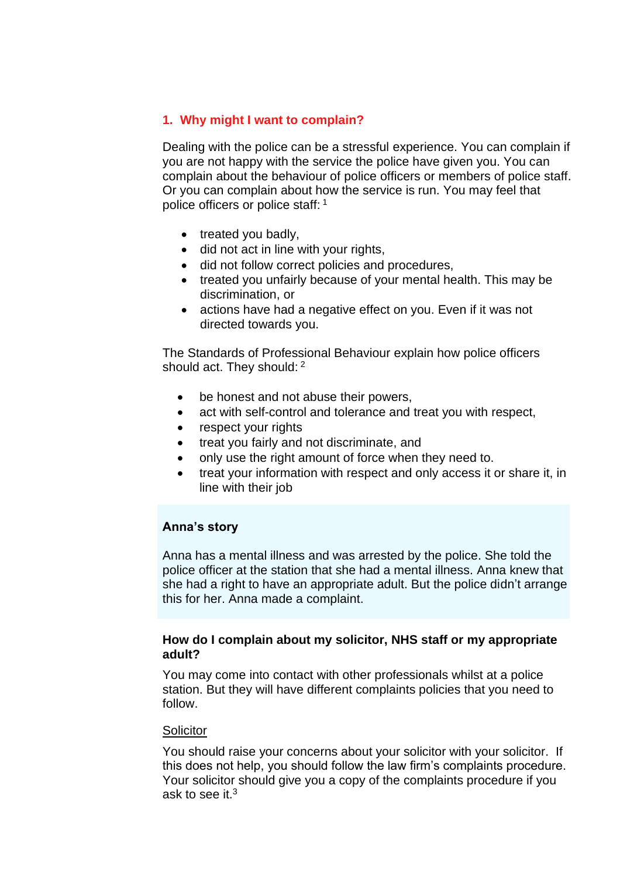## 1. Why might I want to complain?

Dealing with the police can be a stressful experience. You can complain if you are not happy with the service the police have given you. You can complain about the behaviour of police officers or members of police staff. Or you can complain about how the service is run. You may feel that police officers or police staff: [1]

- treated you badly,
- did not act in line with your rights,
- did not follow correct policies and procedures,
- treated you unfairly because of your mental health. This may be discrimination, or
- actions have had a negative effect on you. Even if it was not directed towards you.

The Standards of Professional Behaviour explain how police officers should act. They should: [2]

- be honest and not abuse their powers,
- act with self-control and tolerance and treat you with respect,
- respect your rights
- treat you fairly and not discriminate, and
- only use the right amount of force when they need to.
- treat your information with respect and only access it or share it, in line with their job

**Anna's story**

Anna has a mental illness and was arrested by the police. She told the police officer at the station that she had a mental illness. Anna knew that she had a right to have an appropriate adult. But the police didn't arrange this for her. Anna made a complaint.

### How do I complain about my solicitor, NHS staff or my appropriate adult?

You may come into contact with other professionals whilst at a police station. But they will have different complaints policies that you need to follow.

<u>Solicitor</u>

You should raise your concerns about your solicitor with your solicitor. If this does not help, you should follow the law firm's complaints procedure. Your solicitor should give you a copy of the complaints procedure if you ask to see it.[3]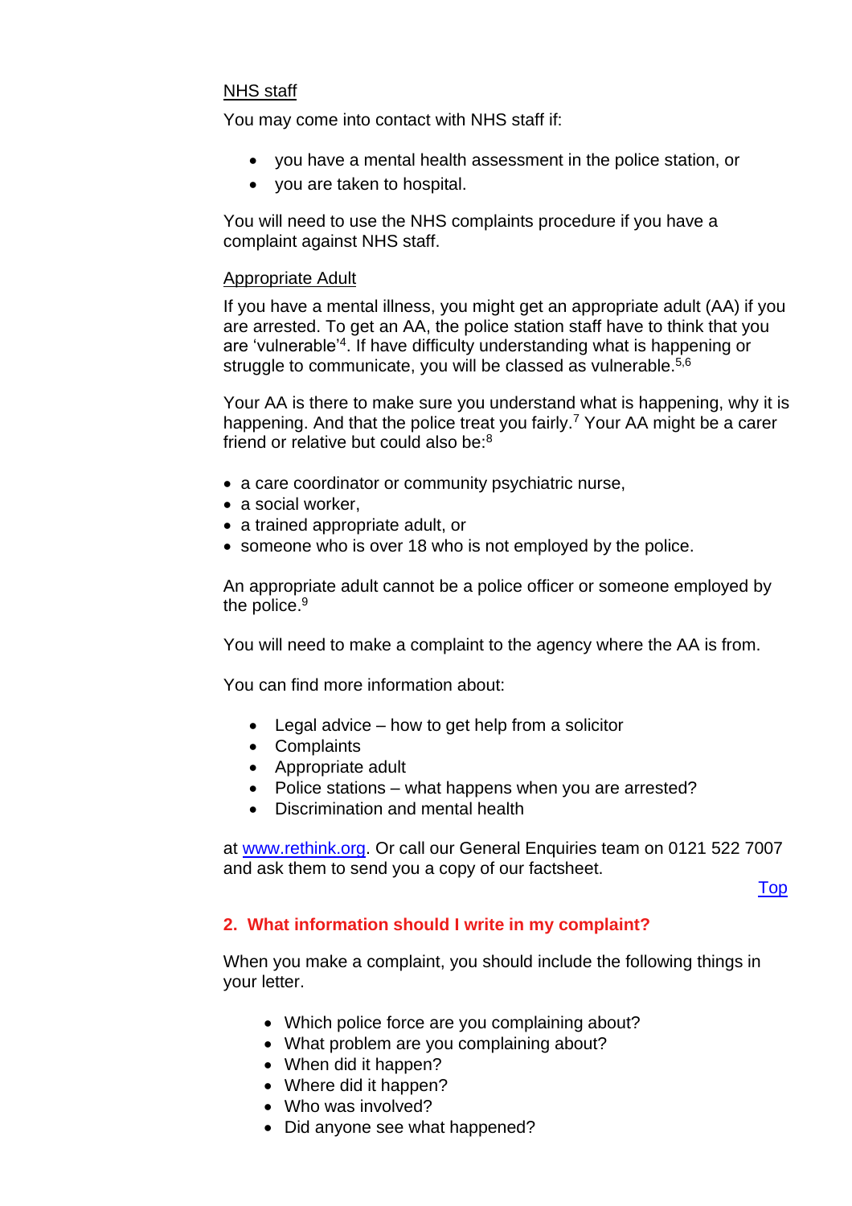NHS staff

You may come into contact with NHS staff if:

- you have a mental health assessment in the police station, or
- you are taken to hospital.

You will need to use the NHS complaints procedure if you have a complaint against NHS staff.

Appropriate Adult

If you have a mental illness, you might get an appropriate adult (AA) if you are arrested. To get an AA, the police station staff have to think that you are 'vulnerable'[4]. If have difficulty understanding what is happening or struggle to communicate, you will be classed as vulnerable.[5,6]

Your AA is there to make sure you understand what is happening, why it is happening. And that the police treat you fairly.[7] Your AA might be a carer friend or relative but could also be:[8]

- a care coordinator or community psychiatric nurse,
- a social worker,
- a trained appropriate adult, or
- someone who is over 18 who is not employed by the police.

An appropriate adult cannot be a police officer or someone employed by the police.[9]

You will need to make a complaint to the agency where the AA is from.

You can find more information about:

- Legal advice – how to get help from a solicitor
- Complaints
- Appropriate adult
- Police stations – what happens when you are arrested?
- Discrimination and mental health

at www.rethink.org. Or call our General Enquiries team on 0121 522 7007 and ask them to send you a copy of our factsheet.

Top

## 2. What information should I write in my complaint?

When you make a complaint, you should include the following things in your letter.

- Which police force are you complaining about?
- What problem are you complaining about?
- When did it happen?
- Where did it happen?
- Who was involved?
- Did anyone see what happened?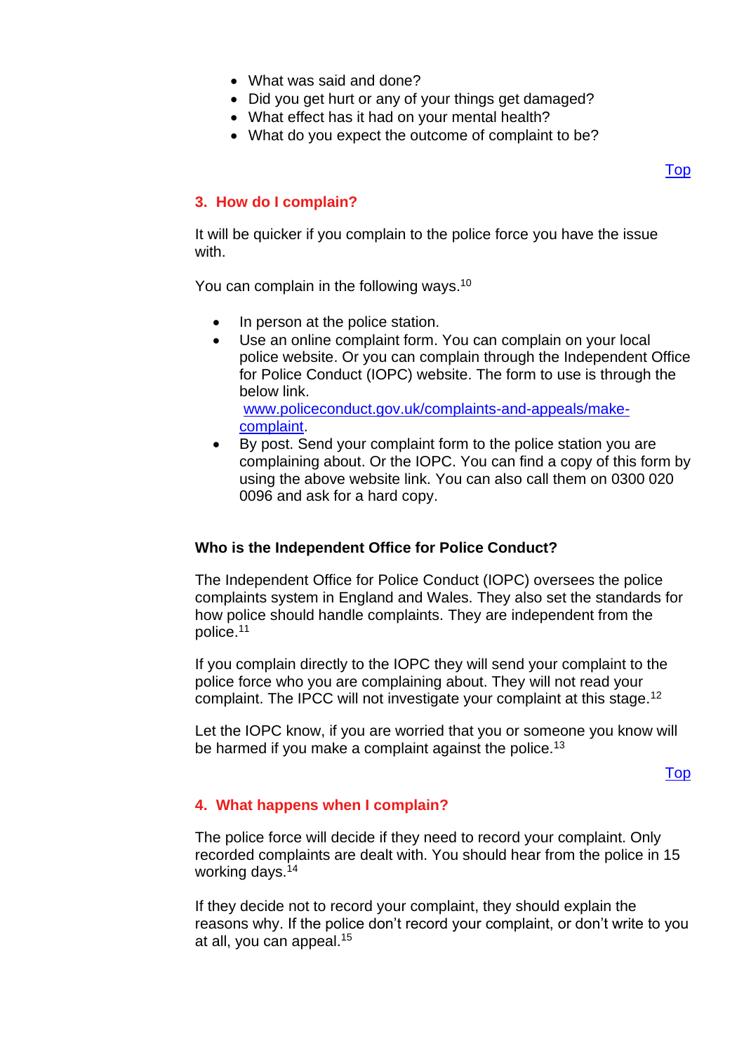- What was said and done?
- Did you get hurt or any of your things get damaged?
- What effect has it had on your mental health?
- What do you expect the outcome of complaint to be?

[Top]

## 3. How do I complain?

It will be quicker if you complain to the police force you have the issue with.

You can complain in the following ways.[10]

- In person at the police station.
- Use an online complaint form. You can complain on your local police website. Or you can complain through the Independent Office for Police Conduct (IOPC) website. The form to use is through the below link.
  www.policeconduct.gov.uk/complaints-and-appeals/make-complaint.
- By post. Send your complaint form to the police station you are complaining about. Or the IOPC. You can find a copy of this form by using the above website link. You can also call them on 0300 020 0096 and ask for a hard copy.

### Who is the Independent Office for Police Conduct?

The Independent Office for Police Conduct (IOPC) oversees the police complaints system in England and Wales. They also set the standards for how police should handle complaints. They are independent from the police.[11]

If you complain directly to the IOPC they will send your complaint to the police force who you are complaining about. They will not read your complaint. The IPCC will not investigate your complaint at this stage.[12]

Let the IOPC know, if you are worried that you or someone you know will be harmed if you make a complaint against the police.[13]

[Top]

## 4. What happens when I complain?

The police force will decide if they need to record your complaint. Only recorded complaints are dealt with. You should hear from the police in 15 working days.[14]

If they decide not to record your complaint, they should explain the reasons why. If the police don't record your complaint, or don't write to you at all, you can appeal.[15]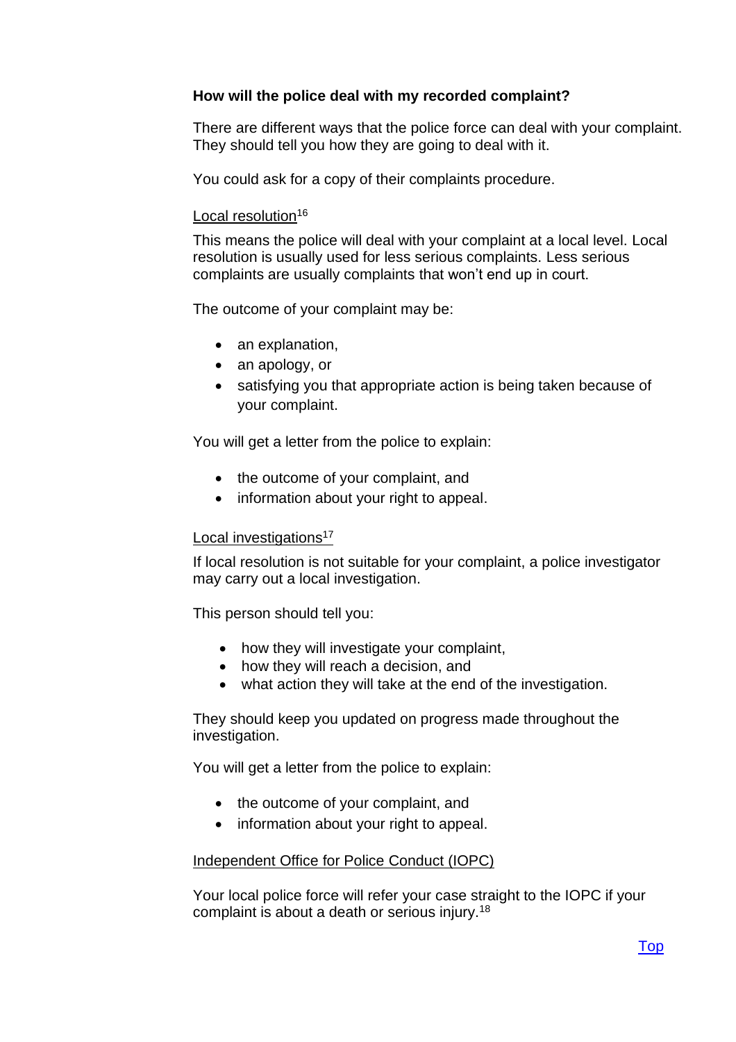**How will the police deal with my recorded complaint?**

There are different ways that the police force can deal with your complaint. They should tell you how they are going to deal with it.

You could ask for a copy of their complaints procedure.

Local resolution[16]

This means the police will deal with your complaint at a local level. Local resolution is usually used for less serious complaints. Less serious complaints are usually complaints that won't end up in court.

The outcome of your complaint may be:

- an explanation,
- an apology, or
- satisfying you that appropriate action is being taken because of your complaint.

You will get a letter from the police to explain:

- the outcome of your complaint, and
- information about your right to appeal.

Local investigations[17]

If local resolution is not suitable for your complaint, a police investigator may carry out a local investigation.

This person should tell you:

- how they will investigate your complaint,
- how they will reach a decision, and
- what action they will take at the end of the investigation.

They should keep you updated on progress made throughout the investigation.

You will get a letter from the police to explain:

- the outcome of your complaint, and
- information about your right to appeal.

Independent Office for Police Conduct (IOPC)

Your local police force will refer your case straight to the IOPC if your complaint is about a death or serious injury.[18]

Top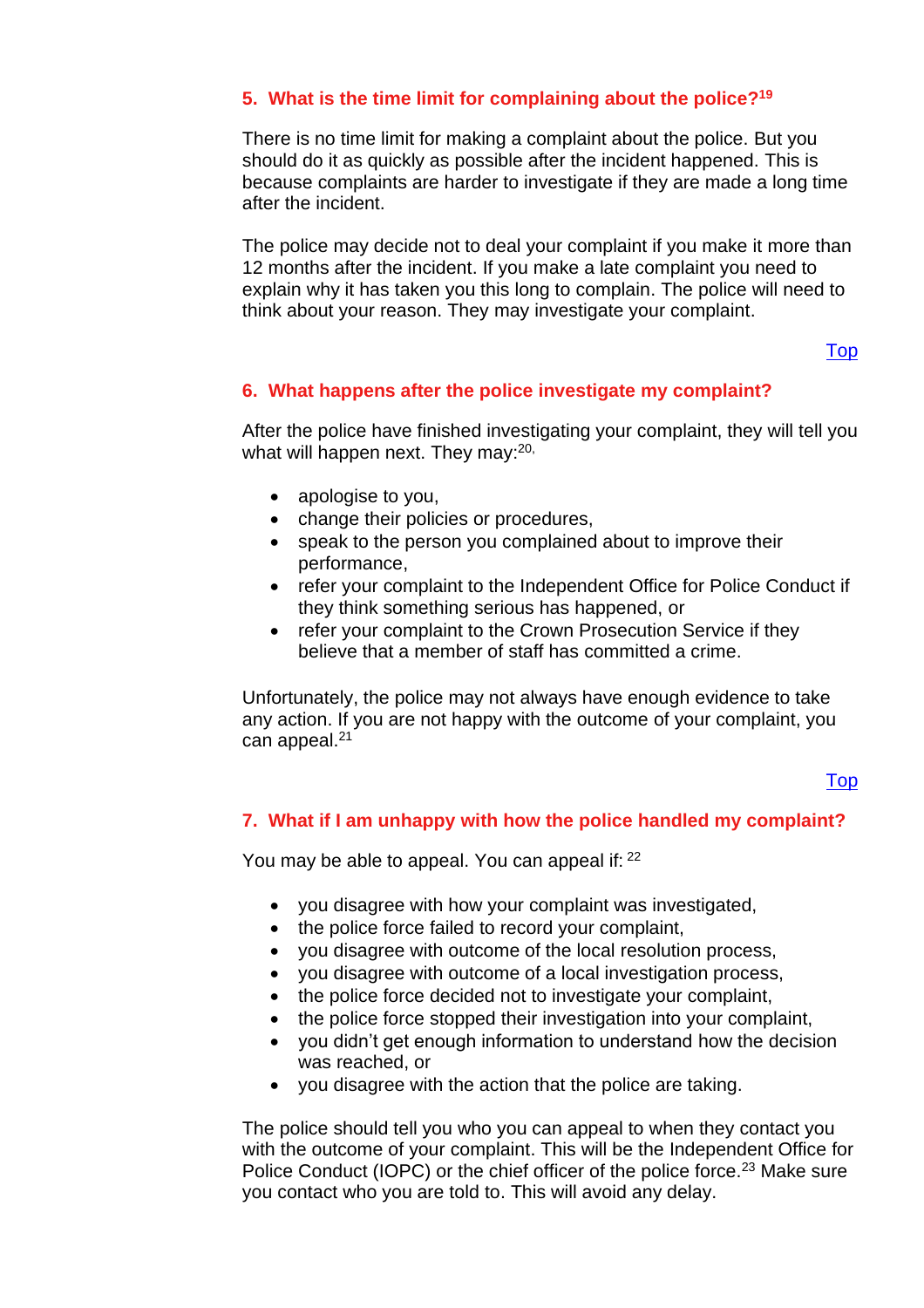## 5. What is the time limit for complaining about the police?[19]

There is no time limit for making a complaint about the police. But you should do it as quickly as possible after the incident happened. This is because complaints are harder to investigate if they are made a long time after the incident.

The police may decide not to deal your complaint if you make it more than 12 months after the incident. If you make a late complaint you need to explain why it has taken you this long to complain. The police will need to think about your reason. They may investigate your complaint.

Top

## 6. What happens after the police investigate my complaint?

After the police have finished investigating your complaint, they will tell you what will happen next. They may:[20,]

- apologise to you,
- change their policies or procedures,
- speak to the person you complained about to improve their performance,
- refer your complaint to the Independent Office for Police Conduct if they think something serious has happened, or
- refer your complaint to the Crown Prosecution Service if they believe that a member of staff has committed a crime.

Unfortunately, the police may not always have enough evidence to take any action. If you are not happy with the outcome of your complaint, you can appeal.[21]

Top

## 7. What if I am unhappy with how the police handled my complaint?

You may be able to appeal. You can appeal if: [22]

- you disagree with how your complaint was investigated,
- the police force failed to record your complaint,
- you disagree with outcome of the local resolution process,
- you disagree with outcome of a local investigation process,
- the police force decided not to investigate your complaint,
- the police force stopped their investigation into your complaint,
- you didn't get enough information to understand how the decision was reached, or
- you disagree with the action that the police are taking.

The police should tell you who you can appeal to when they contact you with the outcome of your complaint. This will be the Independent Office for Police Conduct (IOPC) or the chief officer of the police force.[23] Make sure you contact who you are told to. This will avoid any delay.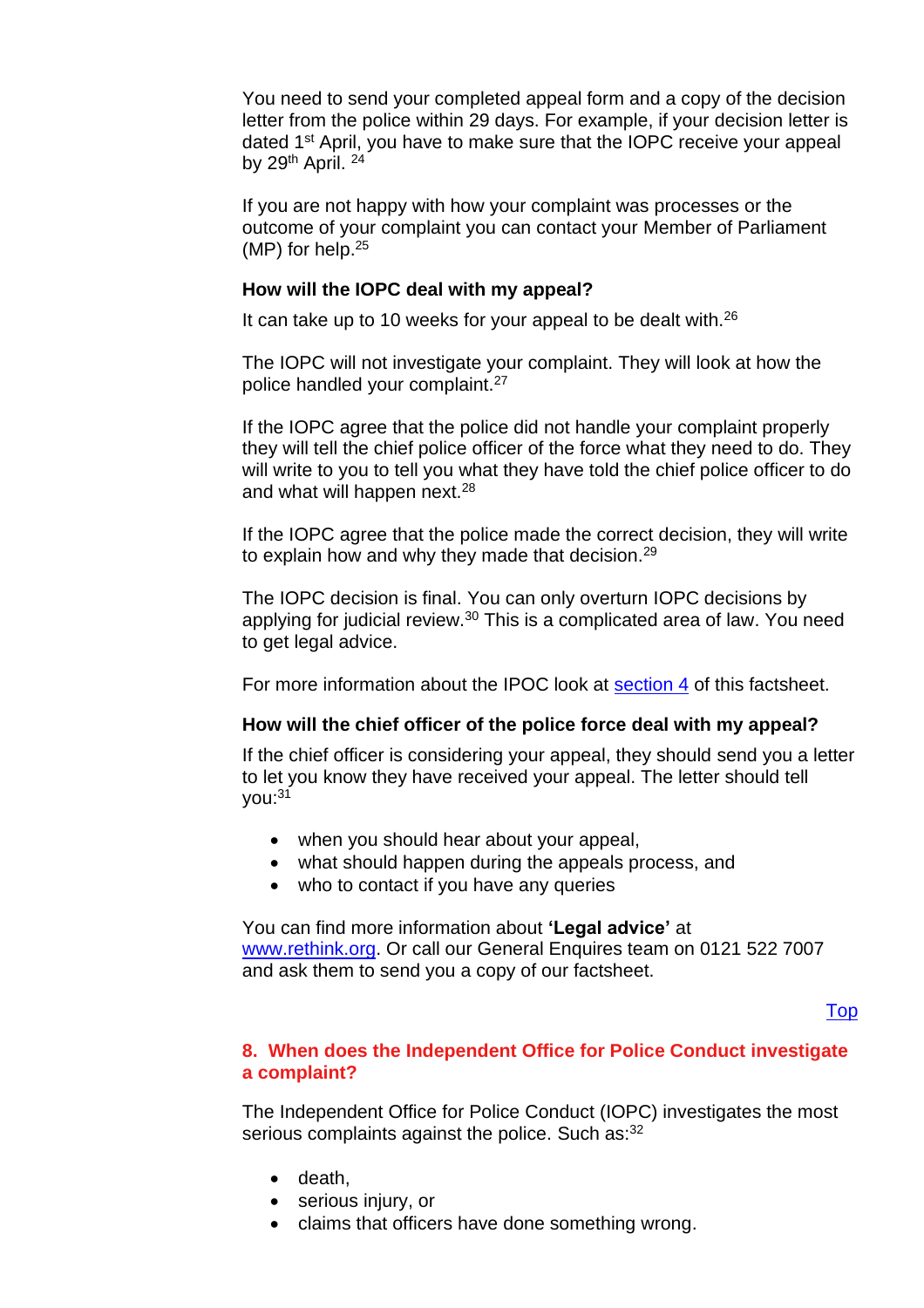You need to send your completed appeal form and a copy of the decision letter from the police within 29 days. For example, if your decision letter is dated 1st April, you have to make sure that the IOPC receive your appeal by 29th April. [24]

If you are not happy with how your complaint was processes or the outcome of your complaint you can contact your Member of Parliament (MP) for help.[25]

**How will the IOPC deal with my appeal?**

It can take up to 10 weeks for your appeal to be dealt with.[26]

The IOPC will not investigate your complaint. They will look at how the police handled your complaint.[27]

If the IOPC agree that the police did not handle your complaint properly they will tell the chief police officer of the force what they need to do. They will write to you to tell you what they have told the chief police officer to do and what will happen next.[28]

If the IOPC agree that the police made the correct decision, they will write to explain how and why they made that decision.[29]

The IOPC decision is final. You can only overturn IOPC decisions by applying for judicial review.[30] This is a complicated area of law. You need to get legal advice.

For more information about the IPOC look at [section 4](#) of this factsheet.

**How will the chief officer of the police force deal with my appeal?**

If the chief officer is considering your appeal, they should send you a letter to let you know they have received your appeal. The letter should tell you:[31]

- when you should hear about your appeal,
- what should happen during the appeals process, and
- who to contact if you have any queries

You can find more information about **'Legal advice'** at [www.rethink.org](http://www.rethink.org). Or call our General Enquires team on 0121 522 7007 and ask them to send you a copy of our factsheet.

[Top](#)

## 8. When does the Independent Office for Police Conduct investigate a complaint?

The Independent Office for Police Conduct (IOPC) investigates the most serious complaints against the police. Such as:[32]

- death,
- serious injury, or
- claims that officers have done something wrong.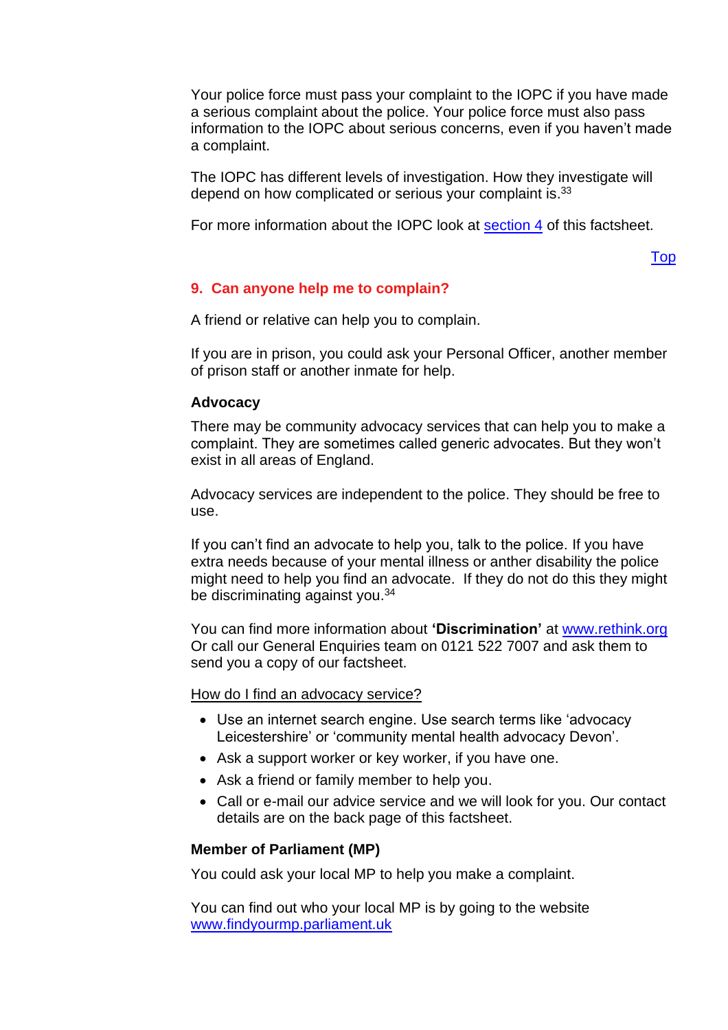Your police force must pass your complaint to the IOPC if you have made a serious complaint about the police. Your police force must also pass information to the IOPC about serious concerns, even if you haven't made a complaint.

The IOPC has different levels of investigation. How they investigate will depend on how complicated or serious your complaint is.[33]

For more information about the IOPC look at section 4 of this factsheet.

Top

## 9. Can anyone help me to complain?

A friend or relative can help you to complain.

If you are in prison, you could ask your Personal Officer, another member of prison staff or another inmate for help.

### Advocacy

There may be community advocacy services that can help you to make a complaint. They are sometimes called generic advocates. But they won't exist in all areas of England.

Advocacy services are independent to the police. They should be free to use.

If you can't find an advocate to help you, talk to the police. If you have extra needs because of your mental illness or anther disability the police might need to help you find an advocate. If they do not do this they might be discriminating against you.[34]

You can find more information about **'Discrimination'** at www.rethink.org Or call our General Enquiries team on 0121 522 7007 and ask them to send you a copy of our factsheet.

How do I find an advocacy service?

- Use an internet search engine. Use search terms like 'advocacy Leicestershire' or 'community mental health advocacy Devon'.
- Ask a support worker or key worker, if you have one.
- Ask a friend or family member to help you.
- Call or e-mail our advice service and we will look for you. Our contact details are on the back page of this factsheet.

### Member of Parliament (MP)

You could ask your local MP to help you make a complaint.

You can find out who your local MP is by going to the website www.findyourmp.parliament.uk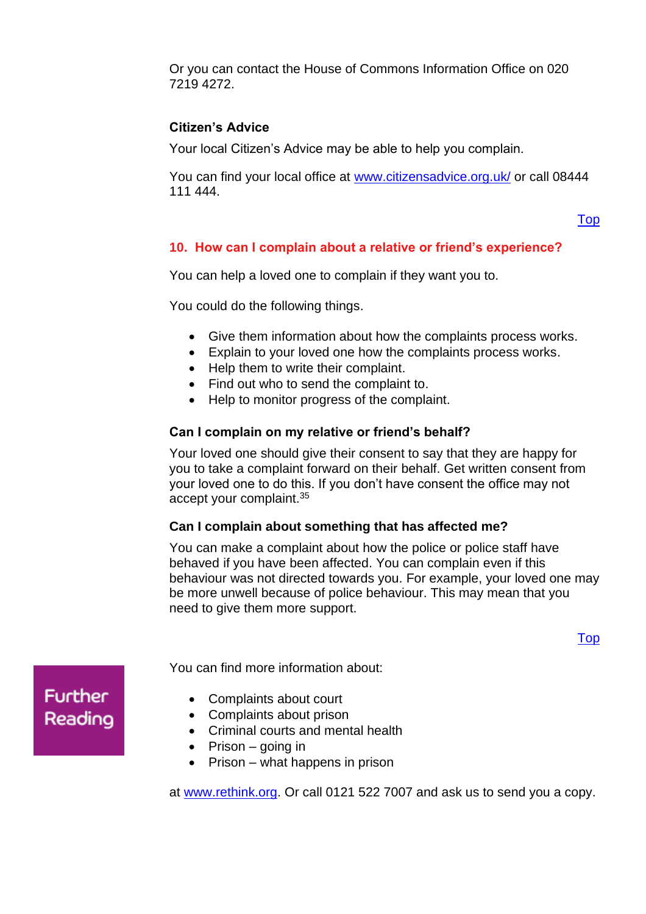Or you can contact the House of Commons Information Office on 020 7219 4272.

### Citizen's Advice

Your local Citizen's Advice may be able to help you complain.

You can find your local office at [www.citizensadvice.org.uk/](www.citizensadvice.org.uk/) or call 08444 111 444.

Top

## 10. How can I complain about a relative or friend's experience?

You can help a loved one to complain if they want you to.

You could do the following things.

- Give them information about how the complaints process works.
- Explain to your loved one how the complaints process works.
- Help them to write their complaint.
- Find out who to send the complaint to.
- Help to monitor progress of the complaint.

### Can I complain on my relative or friend's behalf?

Your loved one should give their consent to say that they are happy for you to take a complaint forward on their behalf. Get written consent from your loved one to do this. If you don't have consent the office may not accept your complaint.[35]

### Can I complain about something that has affected me?

You can make a complaint about how the police or police staff have behaved if you have been affected. You can complain even if this behaviour was not directed towards you. For example, your loved one may be more unwell because of police behaviour. This may mean that you need to give them more support.

Top

**Further Reading**

You can find more information about:

- Complaints about court
- Complaints about prison
- Criminal courts and mental health
- Prison – going in
- Prison – what happens in prison

at [www.rethink.org](www.rethink.org). Or call 0121 522 7007 and ask us to send you a copy.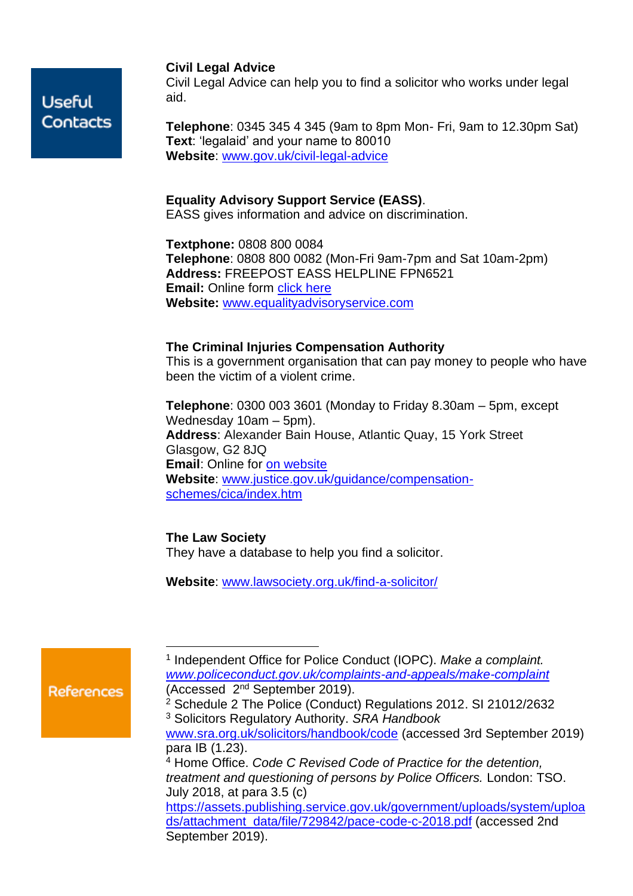## Useful Contacts

**Civil Legal Advice**
Civil Legal Advice can help you to find a solicitor who works under legal aid.

**Telephone**: 0345 345 4 345 (9am to 8pm Mon- Fri, 9am to 12.30pm Sat)
**Text**: 'legalaid' and your name to 80010
**Website**: [www.gov.uk/civil-legal-advice](www.gov.uk/civil-legal-advice)

**Equality Advisory Support Service (EASS)**.
EASS gives information and advice on discrimination.

**Textphone:** 0808 800 0084
**Telephone**: 0808 800 0082 (Mon-Fri 9am-7pm and Sat 10am-2pm)
**Address:** FREEPOST EASS HELPLINE FPN6521
**Email:** Online form click here
**Website:** [www.equalityadvisoryservice.com](www.equalityadvisoryservice.com)

**The Criminal Injuries Compensation Authority**
This is a government organisation that can pay money to people who have been the victim of a violent crime.

**Telephone**: 0300 003 3601 (Monday to Friday 8.30am – 5pm, except Wednesday 10am – 5pm).
**Address**: Alexander Bain House, Atlantic Quay, 15 York Street Glasgow, G2 8JQ
**Email**: Online for on website
**Website**: [www.justice.gov.uk/guidance/compensation-schemes/cica/index.htm](www.justice.gov.uk/guidance/compensation-schemes/cica/index.htm)

**The Law Society**
They have a database to help you find a solicitor.

**Website**: [www.lawsociety.org.uk/find-a-solicitor/](www.lawsociety.org.uk/find-a-solicitor/)

## References

[1] Independent Office for Police Conduct (IOPC). *Make a complaint. www.policeconduct.gov.uk/complaints-and-appeals/make-complaint* (Accessed 2nd September 2019).
[2] Schedule 2 The Police (Conduct) Regulations 2012. SI 21012/2632
[3] Solicitors Regulatory Authority. *SRA Handbook* www.sra.org.uk/solicitors/handbook/code (accessed 3rd September 2019) para IB (1.23).
[4] Home Office. *Code C Revised Code of Practice for the detention, treatment and questioning of persons by Police Officers.* London: TSO. July 2018, at para 3.5 (c) https://assets.publishing.service.gov.uk/government/uploads/system/uploads/attachment_data/file/729842/pace-code-c-2018.pdf (accessed 2nd September 2019).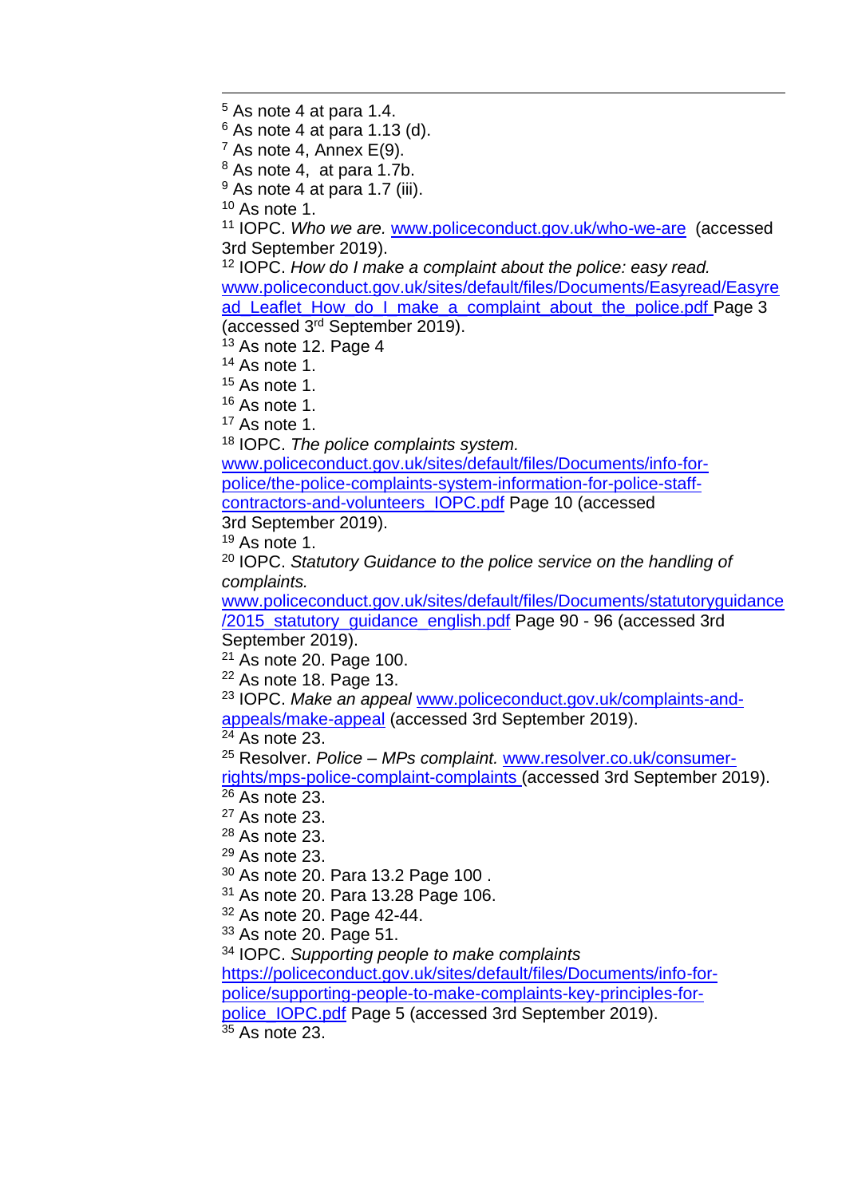[5] As note 4 at para 1.4.
[6] As note 4 at para 1.13 (d).
[7] As note 4, Annex E(9).
[8] As note 4, at para 1.7b.
[9] As note 4 at para 1.7 (iii).
[10] As note 1.
[11] IOPC. *Who we are.* www.policeconduct.gov.uk/who-we-are (accessed 3rd September 2019).
[12] IOPC. *How do I make a complaint about the police: easy read.* www.policeconduct.gov.uk/sites/default/files/Documents/Easyread/Easyread_Leaflet_How_do_I_make_a_complaint_about_the_police.pdf Page 3 (accessed 3rd September 2019).
[13] As note 12. Page 4
[14] As note 1.
[15] As note 1.
[16] As note 1.
[17] As note 1.
[18] IOPC. *The police complaints system.* www.policeconduct.gov.uk/sites/default/files/Documents/info-for-police/the-police-complaints-system-information-for-police-staff-contractors-and-volunteers_IOPC.pdf Page 10 (accessed 3rd September 2019).
[19] As note 1.
[20] IOPC. *Statutory Guidance to the police service on the handling of complaints.* www.policeconduct.gov.uk/sites/default/files/Documents/statutoryguidance/2015_statutory_guidance_english.pdf Page 90 - 96 (accessed 3rd September 2019).
[21] As note 20. Page 100.
[22] As note 18. Page 13.
[23] IOPC. *Make an appeal* www.policeconduct.gov.uk/complaints-and-appeals/make-appeal (accessed 3rd September 2019).
[24] As note 23.
[25] Resolver. *Police – MPs complaint.* www.resolver.co.uk/consumer-rights/mps-police-complaint-complaints (accessed 3rd September 2019).
[26] As note 23.
[27] As note 23.
[28] As note 23.
[29] As note 23.
[30] As note 20. Para 13.2 Page 100 .
[31] As note 20. Para 13.28 Page 106.
[32] As note 20. Page 42-44.
[33] As note 20. Page 51.
[34] IOPC. *Supporting people to make complaints* https://policeconduct.gov.uk/sites/default/files/Documents/info-for-police/supporting-people-to-make-complaints-key-principles-for-police_IOPC.pdf Page 5 (accessed 3rd September 2019).
[35] As note 23.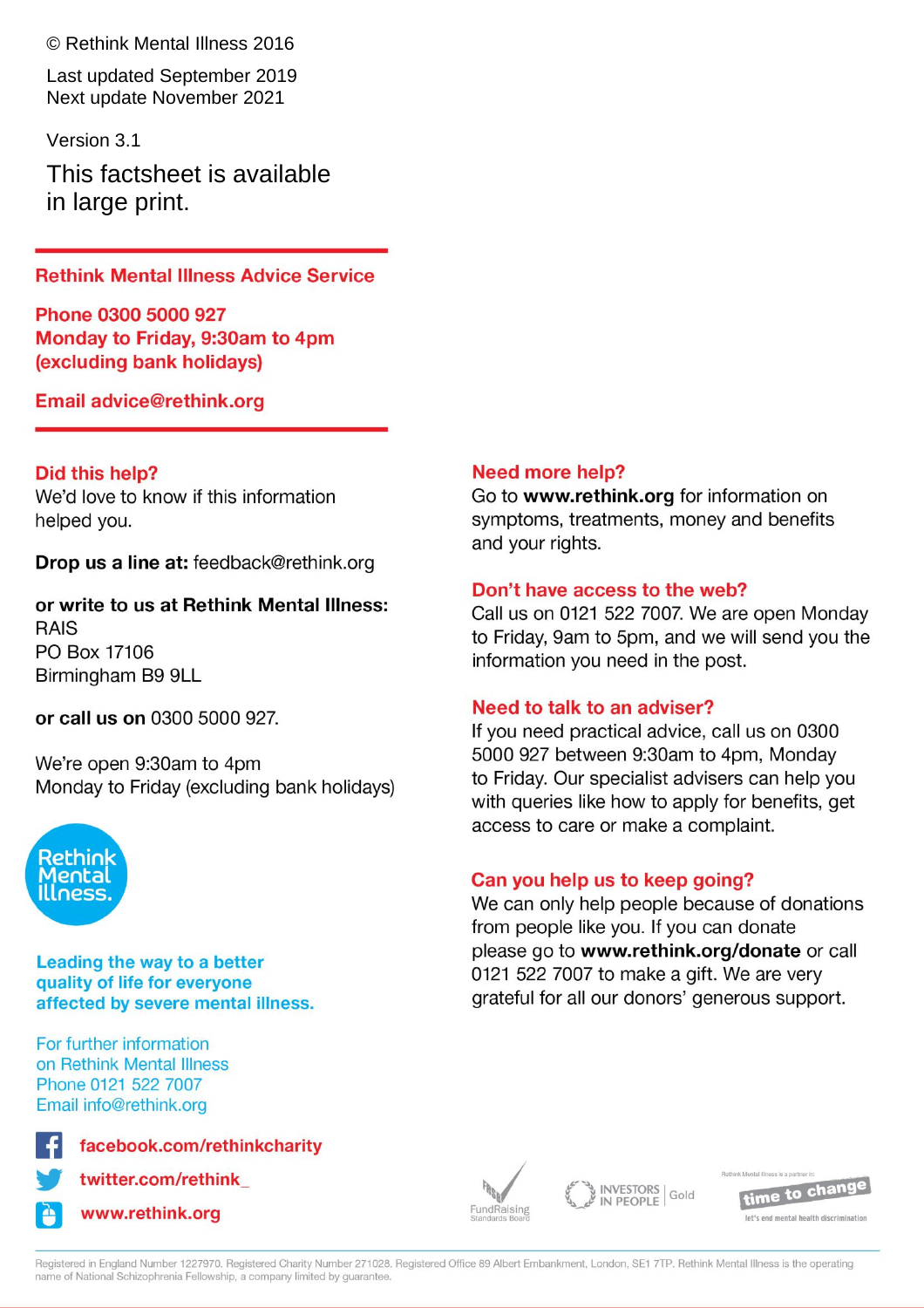© Rethink Mental Illness 2016

Last updated September 2019
Next update November 2021

Version 3.1

This factsheet is available in large print.

**Rethink Mental Illness Advice Service**

**Phone 0300 5000 927**
**Monday to Friday, 9:30am to 4pm (excluding bank holidays)**

**Email advice@rethink.org**

## Did this help?

We'd love to know if this information helped you.

**Drop us a line at:** feedback@rethink.org

**or write to us at Rethink Mental Illness:**
RAIS
PO Box 17106
Birmingham B9 9LL

**or call us on** 0300 5000 927.

We're open 9:30am to 4pm
Monday to Friday (excluding bank holidays)

Rethink Mental Illness.

**Leading the way to a better quality of life for everyone affected by severe mental illness.**

For further information on Rethink Mental Illness
Phone 0121 522 7007
Email info@rethink.org

facebook.com/rethinkcharity

twitter.com/rethink_

www.rethink.org

## Need more help?

Go to **www.rethink.org** for information on symptoms, treatments, money and benefits and your rights.

## Don't have access to the web?

Call us on 0121 522 7007. We are open Monday to Friday, 9am to 5pm, and we will send you the information you need in the post.

## Need to talk to an adviser?

If you need practical advice, call us on 0300 5000 927 between 9:30am to 4pm, Monday to Friday. Our specialist advisers can help you with queries like how to apply for benefits, get access to care or make a complaint.

## Can you help us to keep going?

We can only help people because of donations from people like you. If you can donate please go to **www.rethink.org/donate** or call 0121 522 7007 to make a gift. We are very grateful for all our donors' generous support.

FundRaising Standards Board

INVESTORS IN PEOPLE | Gold

Rethink Mental Illness is a partner in: time to change — let's end mental health discrimination

Registered in England Number 1227970. Registered Charity Number 271028. Registered Office 89 Albert Embankment, London, SE1 7TP. Rethink Mental Illness is the operating name of National Schizophrenia Fellowship, a company limited by guarantee.